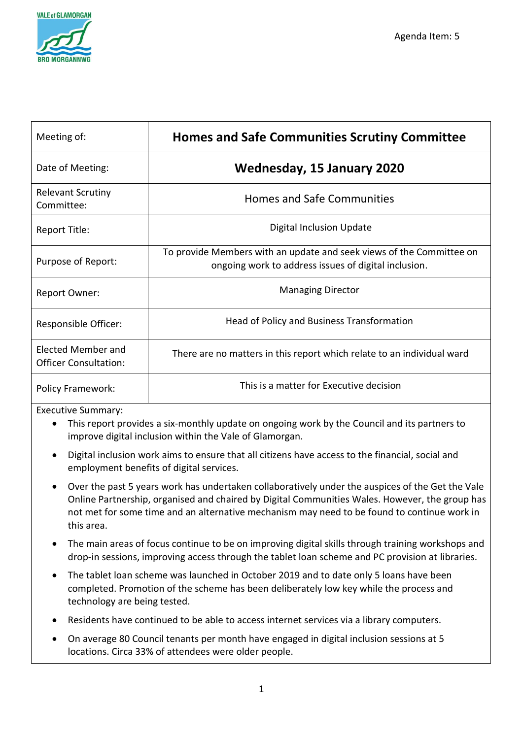Agenda Item: 5

| Meeting of: | **Homes and Safe Communities Scrutiny Committee** |
|---|---|
| Date of Meeting: | **Wednesday, 15 January 2020** |
| Relevant Scrutiny Committee: | Homes and Safe Communities |
| Report Title: | Digital Inclusion Update |
| Purpose of Report: | To provide Members with an update and seek views of the Committee on ongoing work to address issues of digital inclusion. |
| Report Owner: | Managing Director |
| Responsible Officer: | Head of Policy and Business Transformation |
| Elected Member and Officer Consultation: | There are no matters in this report which relate to an individual ward |
| Policy Framework: | This is a matter for Executive decision |

Executive Summary:

- This report provides a six-monthly update on ongoing work by the Council and its partners to improve digital inclusion within the Vale of Glamorgan.
- Digital inclusion work aims to ensure that all citizens have access to the financial, social and employment benefits of digital services.
- Over the past 5 years work has undertaken collaboratively under the auspices of the Get the Vale Online Partnership, organised and chaired by Digital Communities Wales. However, the group has not met for some time and an alternative mechanism may need to be found to continue work in this area.
- The main areas of focus continue to be on improving digital skills through training workshops and drop-in sessions, improving access through the tablet loan scheme and PC provision at libraries.
- The tablet loan scheme was launched in October 2019 and to date only 5 loans have been completed. Promotion of the scheme has been deliberately low key while the process and technology are being tested.
- Residents have continued to be able to access internet services via a library computers.
- On average 80 Council tenants per month have engaged in digital inclusion sessions at 5 locations. Circa 33% of attendees were older people.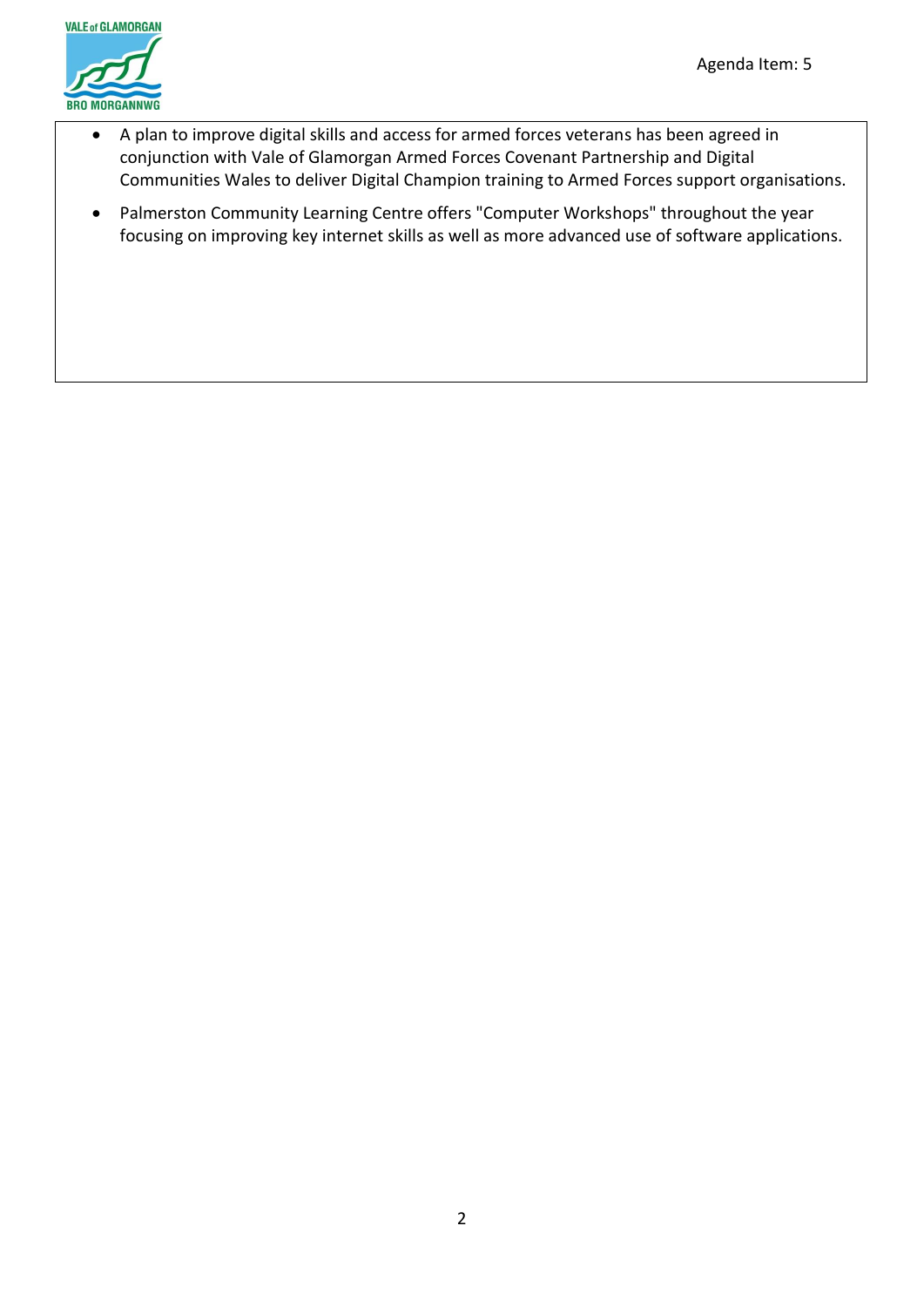- A plan to improve digital skills and access for armed forces veterans has been agreed in conjunction with Vale of Glamorgan Armed Forces Covenant Partnership and Digital Communities Wales to deliver Digital Champion training to Armed Forces support organisations.
- Palmerston Community Learning Centre offers "Computer Workshops" throughout the year focusing on improving key internet skills as well as more advanced use of software applications.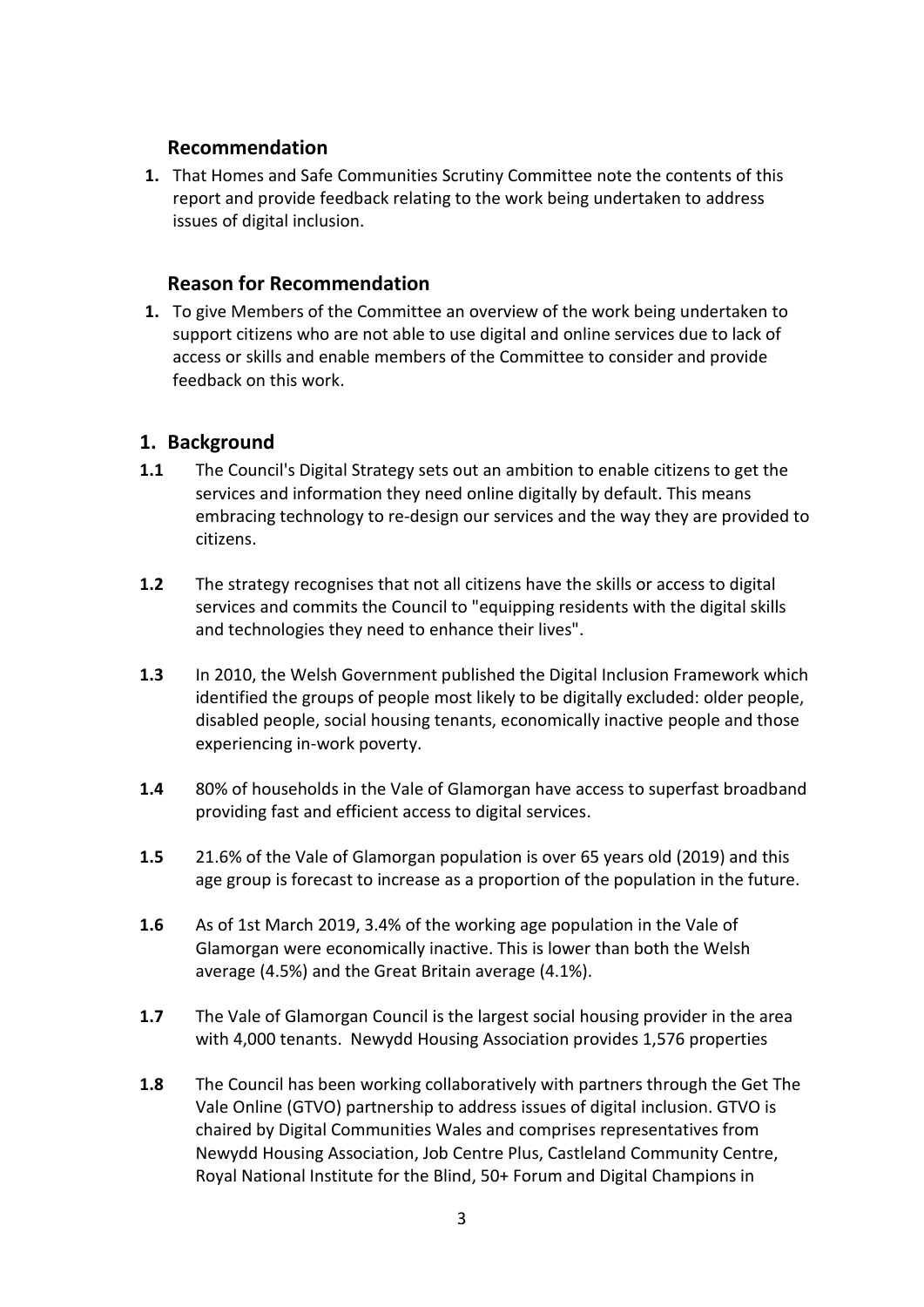## Recommendation

1. That Homes and Safe Communities Scrutiny Committee note the contents of this report and provide feedback relating to the work being undertaken to address issues of digital inclusion.

## Reason for Recommendation

1. To give Members of the Committee an overview of the work being undertaken to support citizens who are not able to use digital and online services due to lack of access or skills and enable members of the Committee to consider and provide feedback on this work.

## 1. Background

**1.1** The Council's Digital Strategy sets out an ambition to enable citizens to get the services and information they need online digitally by default. This means embracing technology to re-design our services and the way they are provided to citizens.

**1.2** The strategy recognises that not all citizens have the skills or access to digital services and commits the Council to "equipping residents with the digital skills and technologies they need to enhance their lives".

**1.3** In 2010, the Welsh Government published the Digital Inclusion Framework which identified the groups of people most likely to be digitally excluded: older people, disabled people, social housing tenants, economically inactive people and those experiencing in-work poverty.

**1.4** 80% of households in the Vale of Glamorgan have access to superfast broadband providing fast and efficient access to digital services.

**1.5** 21.6% of the Vale of Glamorgan population is over 65 years old (2019) and this age group is forecast to increase as a proportion of the population in the future.

**1.6** As of 1st March 2019, 3.4% of the working age population in the Vale of Glamorgan were economically inactive. This is lower than both the Welsh average (4.5%) and the Great Britain average (4.1%).

**1.7** The Vale of Glamorgan Council is the largest social housing provider in the area with 4,000 tenants. Newydd Housing Association provides 1,576 properties

**1.8** The Council has been working collaboratively with partners through the Get The Vale Online (GTVO) partnership to address issues of digital inclusion. GTVO is chaired by Digital Communities Wales and comprises representatives from Newydd Housing Association, Job Centre Plus, Castleland Community Centre, Royal National Institute for the Blind, 50+ Forum and Digital Champions in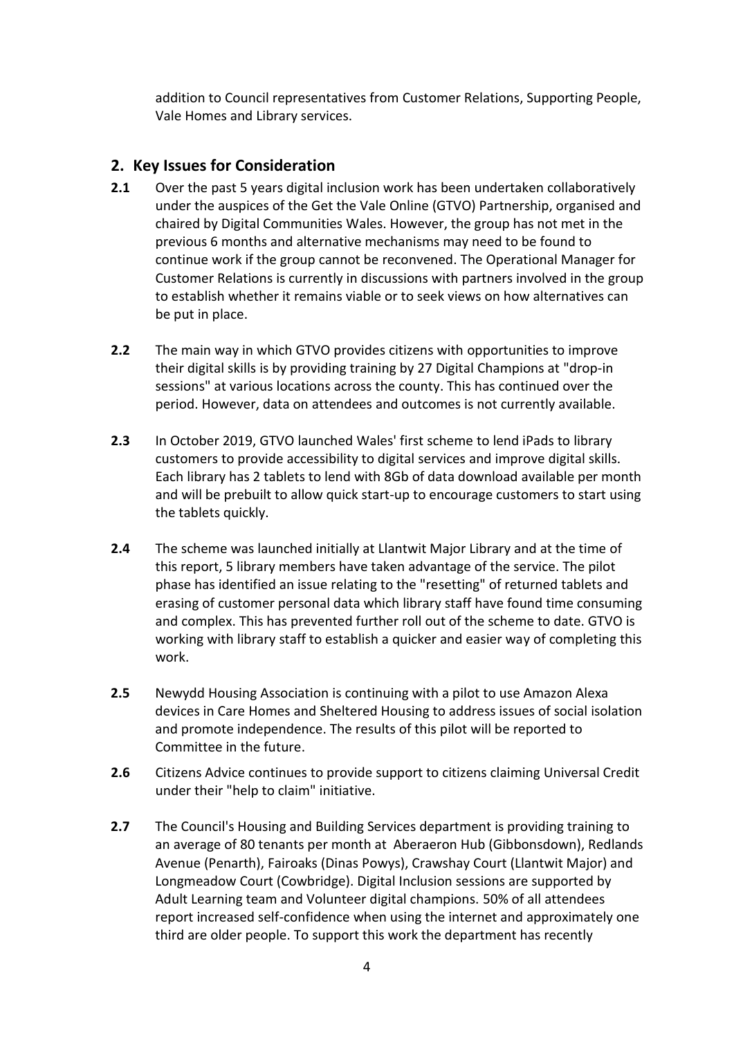addition to Council representatives from Customer Relations, Supporting People, Vale Homes and Library services.

## 2. Key Issues for Consideration

**2.1** Over the past 5 years digital inclusion work has been undertaken collaboratively under the auspices of the Get the Vale Online (GTVO) Partnership, organised and chaired by Digital Communities Wales. However, the group has not met in the previous 6 months and alternative mechanisms may need to be found to continue work if the group cannot be reconvened. The Operational Manager for Customer Relations is currently in discussions with partners involved in the group to establish whether it remains viable or to seek views on how alternatives can be put in place.

**2.2** The main way in which GTVO provides citizens with opportunities to improve their digital skills is by providing training by 27 Digital Champions at "drop-in sessions" at various locations across the county. This has continued over the period. However, data on attendees and outcomes is not currently available.

**2.3** In October 2019, GTVO launched Wales' first scheme to lend iPads to library customers to provide accessibility to digital services and improve digital skills. Each library has 2 tablets to lend with 8Gb of data download available per month and will be prebuilt to allow quick start-up to encourage customers to start using the tablets quickly.

**2.4** The scheme was launched initially at Llantwit Major Library and at the time of this report, 5 library members have taken advantage of the service. The pilot phase has identified an issue relating to the "resetting" of returned tablets and erasing of customer personal data which library staff have found time consuming and complex. This has prevented further roll out of the scheme to date. GTVO is working with library staff to establish a quicker and easier way of completing this work.

**2.5** Newydd Housing Association is continuing with a pilot to use Amazon Alexa devices in Care Homes and Sheltered Housing to address issues of social isolation and promote independence. The results of this pilot will be reported to Committee in the future.

**2.6** Citizens Advice continues to provide support to citizens claiming Universal Credit under their "help to claim" initiative.

**2.7** The Council's Housing and Building Services department is providing training to an average of 80 tenants per month at Aberaeron Hub (Gibbonsdown), Redlands Avenue (Penarth), Fairoaks (Dinas Powys), Crawshay Court (Llantwit Major) and Longmeadow Court (Cowbridge). Digital Inclusion sessions are supported by Adult Learning team and Volunteer digital champions. 50% of all attendees report increased self-confidence when using the internet and approximately one third are older people. To support this work the department has recently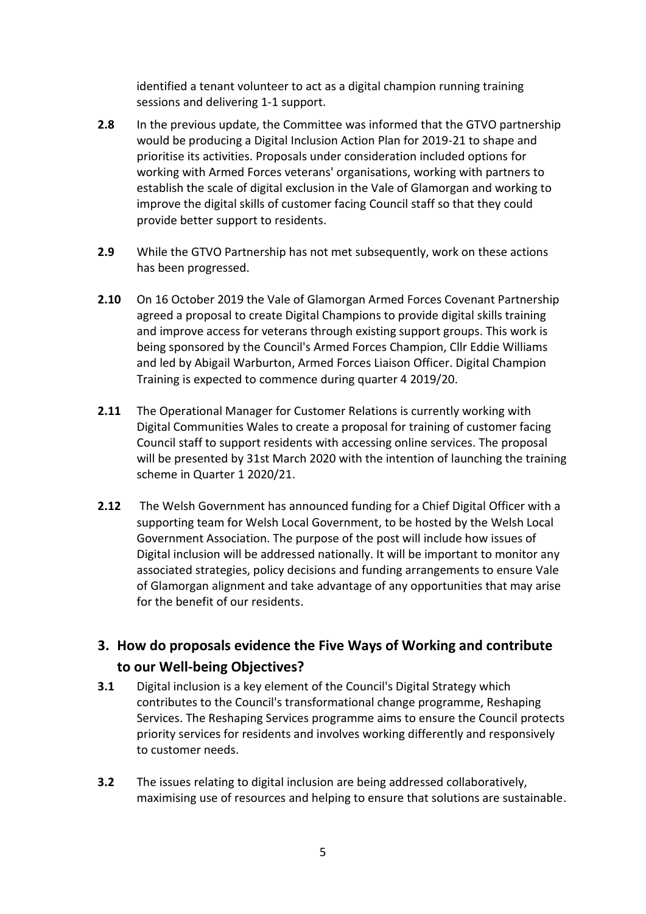identified a tenant volunteer to act as a digital champion running training sessions and delivering 1-1 support.

**2.8** In the previous update, the Committee was informed that the GTVO partnership would be producing a Digital Inclusion Action Plan for 2019-21 to shape and prioritise its activities. Proposals under consideration included options for working with Armed Forces veterans' organisations, working with partners to establish the scale of digital exclusion in the Vale of Glamorgan and working to improve the digital skills of customer facing Council staff so that they could provide better support to residents.

**2.9** While the GTVO Partnership has not met subsequently, work on these actions has been progressed.

**2.10** On 16 October 2019 the Vale of Glamorgan Armed Forces Covenant Partnership agreed a proposal to create Digital Champions to provide digital skills training and improve access for veterans through existing support groups. This work is being sponsored by the Council's Armed Forces Champion, Cllr Eddie Williams and led by Abigail Warburton, Armed Forces Liaison Officer. Digital Champion Training is expected to commence during quarter 4 2019/20.

**2.11** The Operational Manager for Customer Relations is currently working with Digital Communities Wales to create a proposal for training of customer facing Council staff to support residents with accessing online services. The proposal will be presented by 31st March 2020 with the intention of launching the training scheme in Quarter 1 2020/21.

**2.12** The Welsh Government has announced funding for a Chief Digital Officer with a supporting team for Welsh Local Government, to be hosted by the Welsh Local Government Association. The purpose of the post will include how issues of Digital inclusion will be addressed nationally. It will be important to monitor any associated strategies, policy decisions and funding arrangements to ensure Vale of Glamorgan alignment and take advantage of any opportunities that may arise for the benefit of our residents.

## 3. How do proposals evidence the Five Ways of Working and contribute to our Well-being Objectives?

**3.1** Digital inclusion is a key element of the Council's Digital Strategy which contributes to the Council's transformational change programme, Reshaping Services. The Reshaping Services programme aims to ensure the Council protects priority services for residents and involves working differently and responsively to customer needs.

**3.2** The issues relating to digital inclusion are being addressed collaboratively, maximising use of resources and helping to ensure that solutions are sustainable.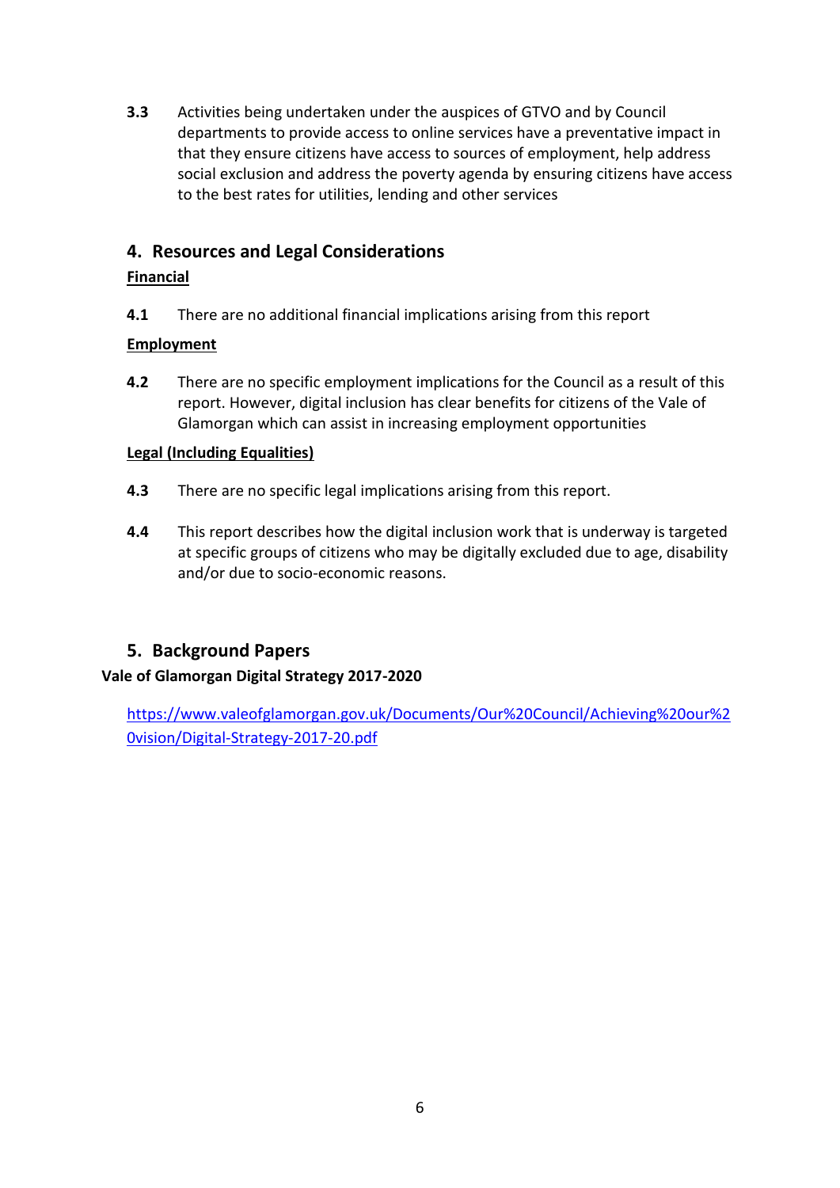**3.3** Activities being undertaken under the auspices of GTVO and by Council departments to provide access to online services have a preventative impact in that they ensure citizens have access to sources of employment, help address social exclusion and address the poverty agenda by ensuring citizens have access to the best rates for utilities, lending and other services

## 4. Resources and Legal Considerations

**Financial**

**4.1** There are no additional financial implications arising from this report

**Employment**

**4.2** There are no specific employment implications for the Council as a result of this report. However, digital inclusion has clear benefits for citizens of the Vale of Glamorgan which can assist in increasing employment opportunities

**Legal (Including Equalities)**

**4.3** There are no specific legal implications arising from this report.

**4.4** This report describes how the digital inclusion work that is underway is targeted at specific groups of citizens who may be digitally excluded due to age, disability and/or due to socio-economic reasons.

## 5. Background Papers

**Vale of Glamorgan Digital Strategy 2017-2020**

https://www.valeofglamorgan.gov.uk/Documents/Our%20Council/Achieving%20our%20vision/Digital-Strategy-2017-20.pdf